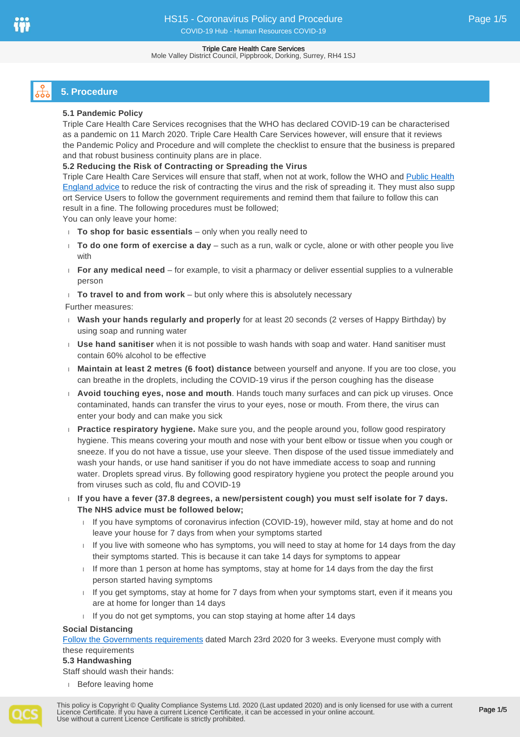## 5. Procedure

**5.1 Pandemic Policy**

Triple Care Health Care Services recognises that the WHO has declared COVID-19 can be characterised as a pandemic on 11 March 2020. Triple Care Health Care Services however, will ensure that it reviews the Pandemic Policy and Procedure and will complete the checklist to ensure that the business is prepared and that robust business continuity plans are in place.

**5.2 Reducing the Risk of Contracting or Spreading the Virus**

Triple Care Health Care Services will ensure that staff, when not at work, follow the WHO and [Public Health England advice]() to reduce the risk of contracting the virus and the risk of spreading it. They must also support Service Users to follow the government requirements and remind them that failure to follow this can result in a fine. The following procedures must be followed;

You can only leave your home:

- **To shop for basic essentials** – only when you really need to
- **To do one form of exercise a day** – such as a run, walk or cycle, alone or with other people you live with
- **For any medical need** – for example, to visit a pharmacy or deliver essential supplies to a vulnerable person
- **To travel to and from work** – but only where this is absolutely necessary

Further measures:

- **Wash your hands regularly and properly** for at least 20 seconds (2 verses of Happy Birthday) by using soap and running water
- **Use hand sanitiser** when it is not possible to wash hands with soap and water. Hand sanitiser must contain 60% alcohol to be effective
- **Maintain at least 2 metres (6 foot) distance** between yourself and anyone. If you are too close, you can breathe in the droplets, including the COVID-19 virus if the person coughing has the disease
- **Avoid touching eyes, nose and mouth**. Hands touch many surfaces and can pick up viruses. Once contaminated, hands can transfer the virus to your eyes, nose or mouth. From there, the virus can enter your body and can make you sick
- **Practice respiratory hygiene.** Make sure you, and the people around you, follow good respiratory hygiene. This means covering your mouth and nose with your bent elbow or tissue when you cough or sneeze. If you do not have a tissue, use your sleeve. Then dispose of the used tissue immediately and wash your hands, or use hand sanitiser if you do not have immediate access to soap and running water. Droplets spread virus. By following good respiratory hygiene you protect the people around you from viruses such as cold, flu and COVID-19
- **If you have a fever (37.8 degrees, a new/persistent cough) you must self isolate for 7 days. The NHS advice must be followed below;**
  - If you have symptoms of coronavirus infection (COVID-19), however mild, stay at home and do not leave your house for 7 days from when your symptoms started
  - If you live with someone who has symptoms, you will need to stay at home for 14 days from the day their symptoms started. This is because it can take 14 days for symptoms to appear
  - If more than 1 person at home has symptoms, stay at home for 14 days from the day the first person started having symptoms
  - If you get symptoms, stay at home for 7 days from when your symptoms start, even if it means you are at home for longer than 14 days
  - If you do not get symptoms, you can stop staying at home after 14 days

**Social Distancing**

[Follow the Governments requirements]() dated March 23rd 2020 for 3 weeks. Everyone must comply with these requirements

**5.3 Handwashing**

Staff should wash their hands:

- Before leaving home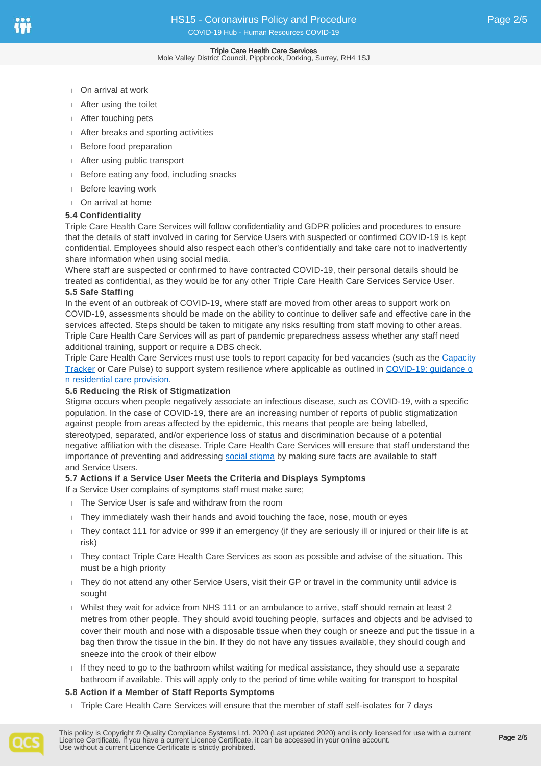- On arrival at work
- After using the toilet
- After touching pets
- After breaks and sporting activities
- Before food preparation
- After using public transport
- Before eating any food, including snacks
- Before leaving work
- On arrival at home

### 5.4 Confidentiality

Triple Care Health Care Services will follow confidentiality and GDPR policies and procedures to ensure that the details of staff involved in caring for Service Users with suspected or confirmed COVID-19 is kept confidential. Employees should also respect each other's confidentially and take care not to inadvertently share information when using social media.

Where staff are suspected or confirmed to have contracted COVID-19, their personal details should be treated as confidential, as they would be for any other Triple Care Health Care Services Service User.

### 5.5 Safe Staffing

In the event of an outbreak of COVID-19, where staff are moved from other areas to support work on COVID-19, assessments should be made on the ability to continue to deliver safe and effective care in the services affected. Steps should be taken to mitigate any risks resulting from staff moving to other areas. Triple Care Health Care Services will as part of pandemic preparedness assess whether any staff need additional training, support or require a DBS check.

Triple Care Health Care Services must use tools to report capacity for bed vacancies (such as the Capacity Tracker or Care Pulse) to support system resilience where applicable as outlined in COVID-19: guidance on residential care provision.

### 5.6 Reducing the Risk of Stigmatization

Stigma occurs when people negatively associate an infectious disease, such as COVID-19, with a specific population. In the case of COVID-19, there are an increasing number of reports of public stigmatization against people from areas affected by the epidemic, this means that people are being labelled, stereotyped, separated, and/or experience loss of status and discrimination because of a potential negative affiliation with the disease. Triple Care Health Care Services will ensure that staff understand the importance of preventing and addressing social stigma by making sure facts are available to staff and Service Users.

### 5.7 Actions if a Service User Meets the Criteria and Displays Symptoms

If a Service User complains of symptoms staff must make sure;

- The Service User is safe and withdraw from the room
- They immediately wash their hands and avoid touching the face, nose, mouth or eyes
- They contact 111 for advice or 999 if an emergency (if they are seriously ill or injured or their life is at risk)
- They contact Triple Care Health Care Services as soon as possible and advise of the situation. This must be a high priority
- They do not attend any other Service Users, visit their GP or travel in the community until advice is sought
- Whilst they wait for advice from NHS 111 or an ambulance to arrive, staff should remain at least 2 metres from other people. They should avoid touching people, surfaces and objects and be advised to cover their mouth and nose with a disposable tissue when they cough or sneeze and put the tissue in a bag then throw the tissue in the bin. If they do not have any tissues available, they should cough and sneeze into the crook of their elbow
- If they need to go to the bathroom whilst waiting for medical assistance, they should use a separate bathroom if available. This will apply only to the period of time while waiting for transport to hospital

### 5.8 Action if a Member of Staff Reports Symptoms

- Triple Care Health Care Services will ensure that the member of staff self-isolates for 7 days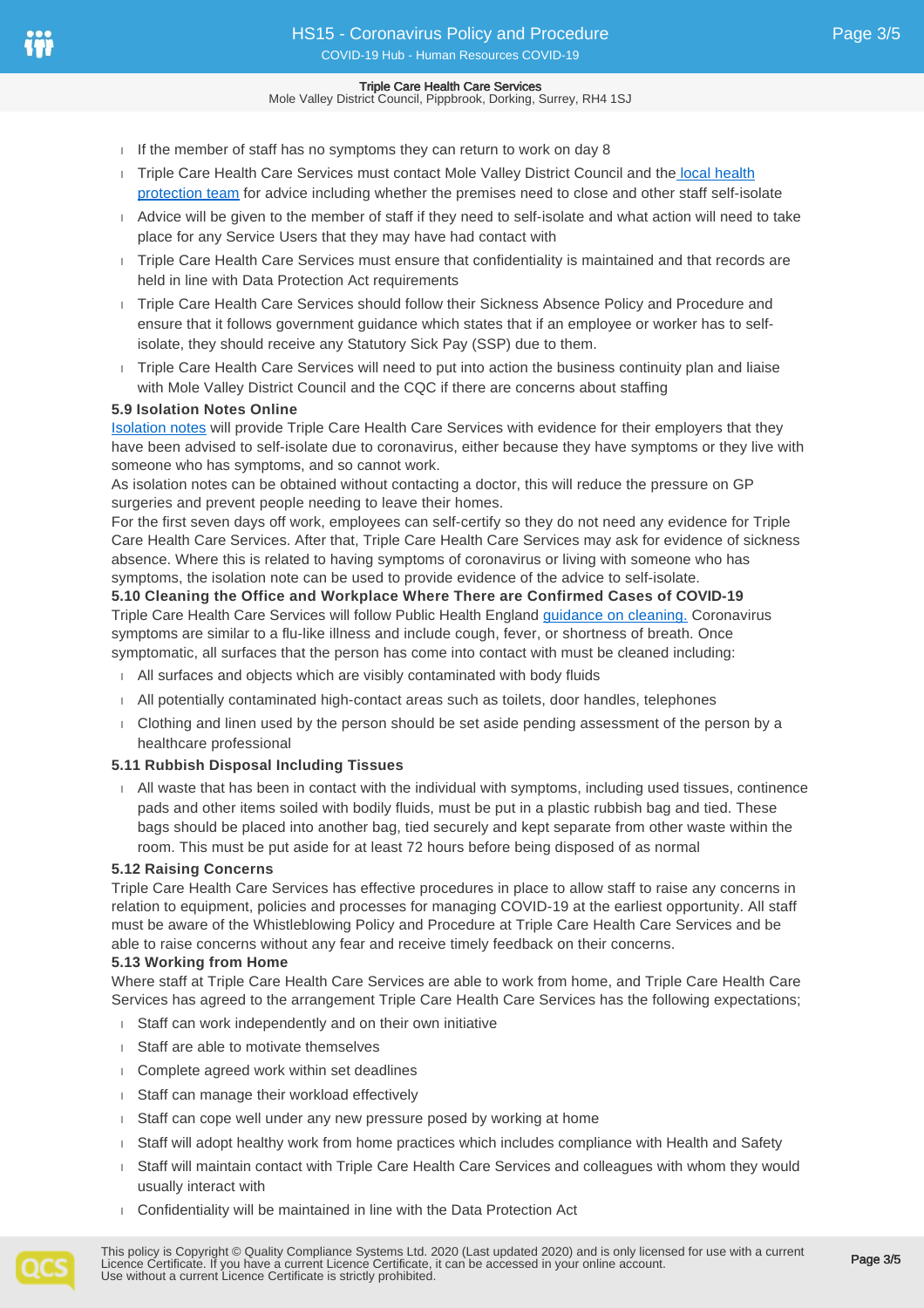- If the member of staff has no symptoms they can return to work on day 8
- Triple Care Health Care Services must contact Mole Valley District Council and the local health protection team for advice including whether the premises need to close and other staff self-isolate
- Advice will be given to the member of staff if they need to self-isolate and what action will need to take place for any Service Users that they may have had contact with
- Triple Care Health Care Services must ensure that confidentiality is maintained and that records are held in line with Data Protection Act requirements
- Triple Care Health Care Services should follow their Sickness Absence Policy and Procedure and ensure that it follows government guidance which states that if an employee or worker has to self-isolate, they should receive any Statutory Sick Pay (SSP) due to them.
- Triple Care Health Care Services will need to put into action the business continuity plan and liaise with Mole Valley District Council and the CQC if there are concerns about staffing

**5.9 Isolation Notes Online**

Isolation notes will provide Triple Care Health Care Services with evidence for their employers that they have been advised to self-isolate due to coronavirus, either because they have symptoms or they live with someone who has symptoms, and so cannot work.

As isolation notes can be obtained without contacting a doctor, this will reduce the pressure on GP surgeries and prevent people needing to leave their homes.

For the first seven days off work, employees can self-certify so they do not need any evidence for Triple Care Health Care Services. After that, Triple Care Health Care Services may ask for evidence of sickness absence. Where this is related to having symptoms of coronavirus or living with someone who has symptoms, the isolation note can be used to provide evidence of the advice to self-isolate.

**5.10 Cleaning the Office and Workplace Where There are Confirmed Cases of COVID-19**

Triple Care Health Care Services will follow Public Health England guidance on cleaning. Coronavirus symptoms are similar to a flu-like illness and include cough, fever, or shortness of breath. Once symptomatic, all surfaces that the person has come into contact with must be cleaned including:

- All surfaces and objects which are visibly contaminated with body fluids
- All potentially contaminated high-contact areas such as toilets, door handles, telephones
- Clothing and linen used by the person should be set aside pending assessment of the person by a healthcare professional

**5.11 Rubbish Disposal Including Tissues**

- All waste that has been in contact with the individual with symptoms, including used tissues, continence pads and other items soiled with bodily fluids, must be put in a plastic rubbish bag and tied. These bags should be placed into another bag, tied securely and kept separate from other waste within the room. This must be put aside for at least 72 hours before being disposed of as normal

**5.12 Raising Concerns**

Triple Care Health Care Services has effective procedures in place to allow staff to raise any concerns in relation to equipment, policies and processes for managing COVID-19 at the earliest opportunity. All staff must be aware of the Whistleblowing Policy and Procedure at Triple Care Health Care Services and be able to raise concerns without any fear and receive timely feedback on their concerns.

**5.13 Working from Home**

Where staff at Triple Care Health Care Services are able to work from home, and Triple Care Health Care Services has agreed to the arrangement Triple Care Health Care Services has the following expectations;

- Staff can work independently and on their own initiative
- Staff are able to motivate themselves
- Complete agreed work within set deadlines
- Staff can manage their workload effectively
- Staff can cope well under any new pressure posed by working at home
- Staff will adopt healthy work from home practices which includes compliance with Health and Safety
- Staff will maintain contact with Triple Care Health Care Services and colleagues with whom they would usually interact with
- Confidentiality will be maintained in line with the Data Protection Act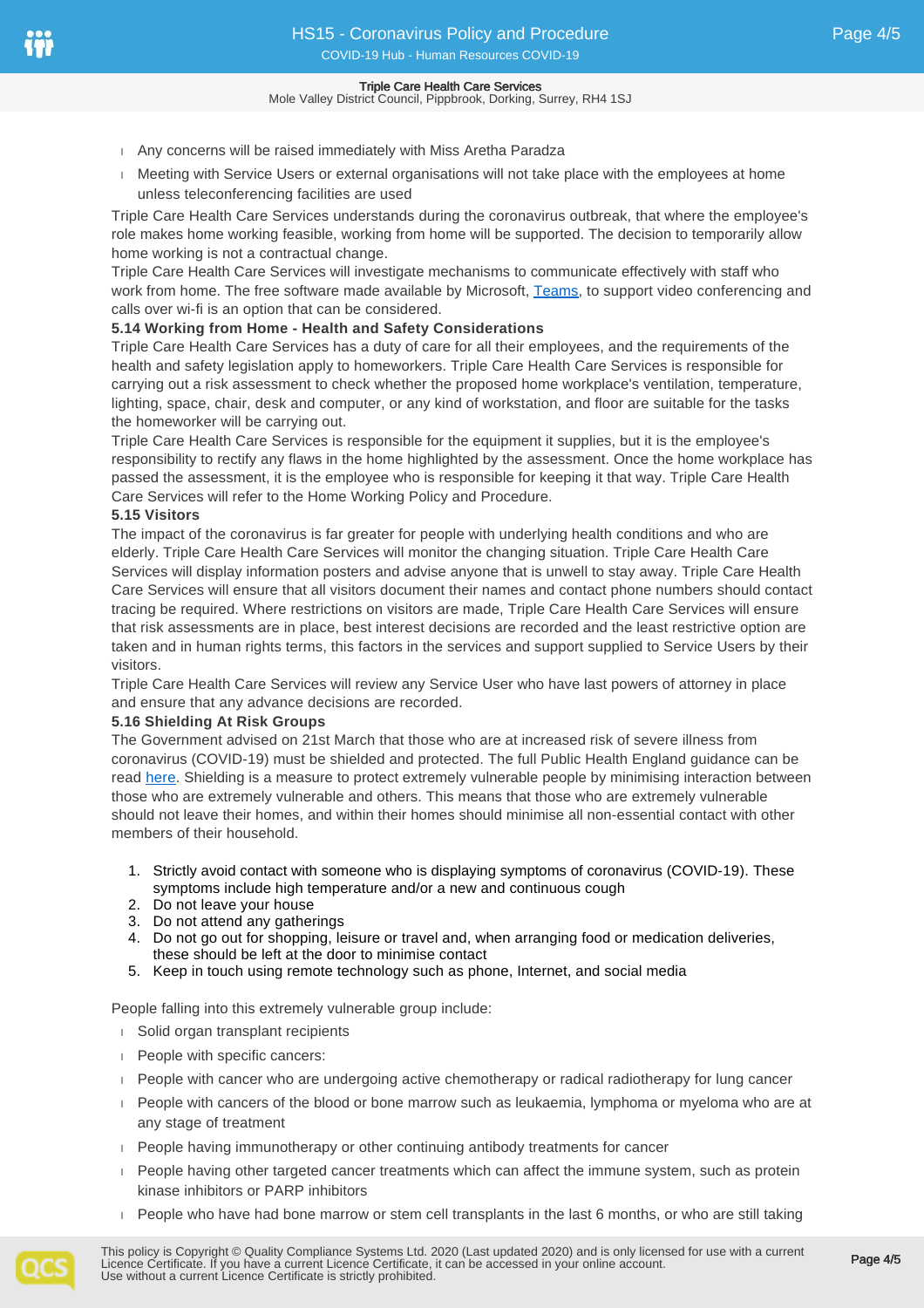- Any concerns will be raised immediately with Miss Aretha Paradza
- Meeting with Service Users or external organisations will not take place with the employees at home unless teleconferencing facilities are used

Triple Care Health Care Services understands during the coronavirus outbreak, that where the employee's role makes home working feasible, working from home will be supported. The decision to temporarily allow home working is not a contractual change.

Triple Care Health Care Services will investigate mechanisms to communicate effectively with staff who work from home. The free software made available by Microsoft, Teams, to support video conferencing and calls over wi-fi is an option that can be considered.

**5.14 Working from Home - Health and Safety Considerations**

Triple Care Health Care Services has a duty of care for all their employees, and the requirements of the health and safety legislation apply to homeworkers. Triple Care Health Care Services is responsible for carrying out a risk assessment to check whether the proposed home workplace's ventilation, temperature, lighting, space, chair, desk and computer, or any kind of workstation, and floor are suitable for the tasks the homeworker will be carrying out.

Triple Care Health Care Services is responsible for the equipment it supplies, but it is the employee's responsibility to rectify any flaws in the home highlighted by the assessment. Once the home workplace has passed the assessment, it is the employee who is responsible for keeping it that way. Triple Care Health Care Services will refer to the Home Working Policy and Procedure.

**5.15 Visitors**

The impact of the coronavirus is far greater for people with underlying health conditions and who are elderly. Triple Care Health Care Services will monitor the changing situation. Triple Care Health Care Services will display information posters and advise anyone that is unwell to stay away. Triple Care Health Care Services will ensure that all visitors document their names and contact phone numbers should contact tracing be required. Where restrictions on visitors are made, Triple Care Health Care Services will ensure that risk assessments are in place, best interest decisions are recorded and the least restrictive option are taken and in human rights terms, this factors in the services and support supplied to Service Users by their visitors.

Triple Care Health Care Services will review any Service User who have last powers of attorney in place and ensure that any advance decisions are recorded.

**5.16 Shielding At Risk Groups**

The Government advised on 21st March that those who are at increased risk of severe illness from coronavirus (COVID-19) must be shielded and protected. The full Public Health England guidance can be read here. Shielding is a measure to protect extremely vulnerable people by minimising interaction between those who are extremely vulnerable and others. This means that those who are extremely vulnerable should not leave their homes, and within their homes should minimise all non-essential contact with other members of their household.

1. Strictly avoid contact with someone who is displaying symptoms of coronavirus (COVID-19). These symptoms include high temperature and/or a new and continuous cough
2. Do not leave your house
3. Do not attend any gatherings
4. Do not go out for shopping, leisure or travel and, when arranging food or medication deliveries, these should be left at the door to minimise contact
5. Keep in touch using remote technology such as phone, Internet, and social media

People falling into this extremely vulnerable group include:

- Solid organ transplant recipients
- People with specific cancers:
- People with cancer who are undergoing active chemotherapy or radical radiotherapy for lung cancer
- People with cancers of the blood or bone marrow such as leukaemia, lymphoma or myeloma who are at any stage of treatment
- People having immunotherapy or other continuing antibody treatments for cancer
- People having other targeted cancer treatments which can affect the immune system, such as protein kinase inhibitors or PARP inhibitors
- People who have had bone marrow or stem cell transplants in the last 6 months, or who are still taking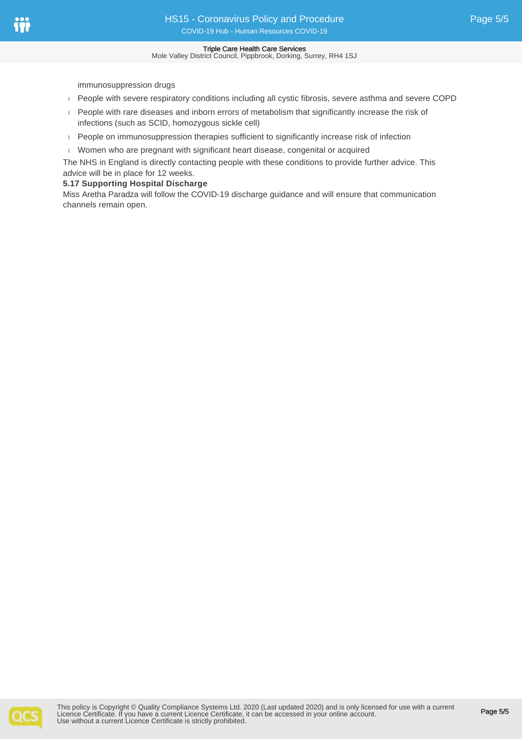immunosuppression drugs

- People with severe respiratory conditions including all cystic fibrosis, severe asthma and severe COPD
- People with rare diseases and inborn errors of metabolism that significantly increase the risk of infections (such as SCID, homozygous sickle cell)
- People on immunosuppression therapies sufficient to significantly increase risk of infection
- Women who are pregnant with significant heart disease, congenital or acquired

The NHS in England is directly contacting people with these conditions to provide further advice. This advice will be in place for 12 weeks.

**5.17 Supporting Hospital Discharge**

Miss Aretha Paradza will follow the COVID-19 discharge guidance and will ensure that communication channels remain open.